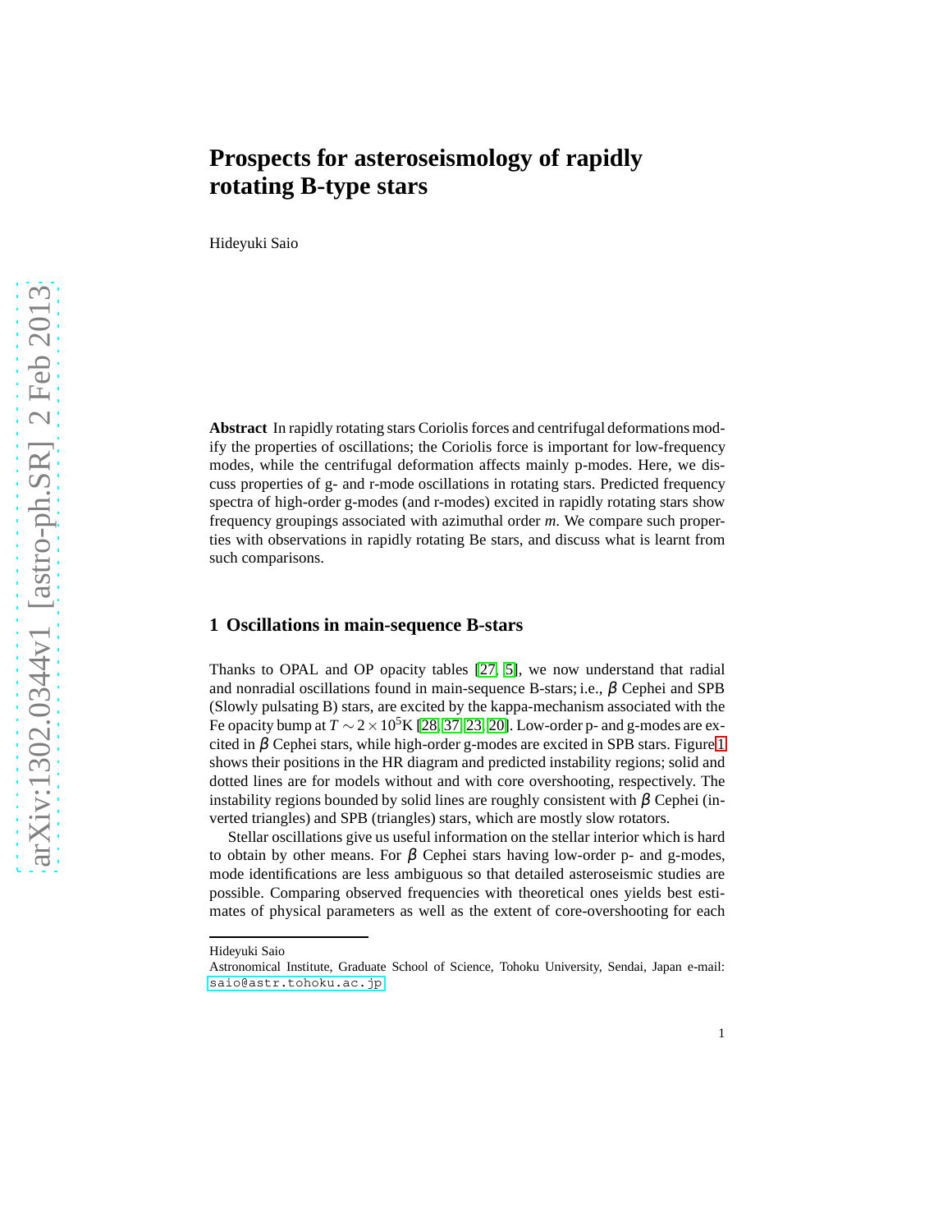# Prospects for asteroseismology of rapidly rotating B-type stars

Hideyuki Saio

**Abstract** In rapidly rotating stars Coriolis forces and centrifugal deformations modify the properties of oscillations; the Coriolis force is important for low-frequency modes, while the centrifugal deformation affects mainly p-modes. Here, we discuss properties of g- and r-mode oscillations in rotating stars. Predicted frequency spectra of high-order g-modes (and r-modes) excited in rapidly rotating stars show frequency groupings associated with azimuthal order *m*. We compare such properties with observations in rapidly rotating Be stars, and discuss what is learnt from such comparisons.

## 1 Oscillations in main-sequence B-stars

Thanks to OPAL and OP opacity tables [27, 5], we now understand that radial and nonradial oscillations found in main-sequence B-stars; i.e., $\beta$ Cephei and SPB (Slowly pulsating B) stars, are excited by the kappa-mechanism associated with the Fe opacity bump at $T \sim 2 \times 10^5$K [28, 37, 23, 20]. Low-order p- and g-modes are excited in $\beta$ Cephei stars, while high-order g-modes are excited in SPB stars. Figure 1 shows their positions in the HR diagram and predicted instability regions; solid and dotted lines are for models without and with core overshooting, respectively. The instability regions bounded by solid lines are roughly consistent with $\beta$ Cephei (inverted triangles) and SPB (triangles) stars, which are mostly slow rotators.

Stellar oscillations give us useful information on the stellar interior which is hard to obtain by other means. For $\beta$ Cephei stars having low-order p- and g-modes, mode identifications are less ambiguous so that detailed asteroseismic studies are possible. Comparing observed frequencies with theoretical ones yields best estimates of physical parameters as well as the extent of core-overshooting for each

Hideyuki Saio
Astronomical Institute, Graduate School of Science, Tohoku University, Sendai, Japan e-mail: saio@astr.tohoku.ac.jp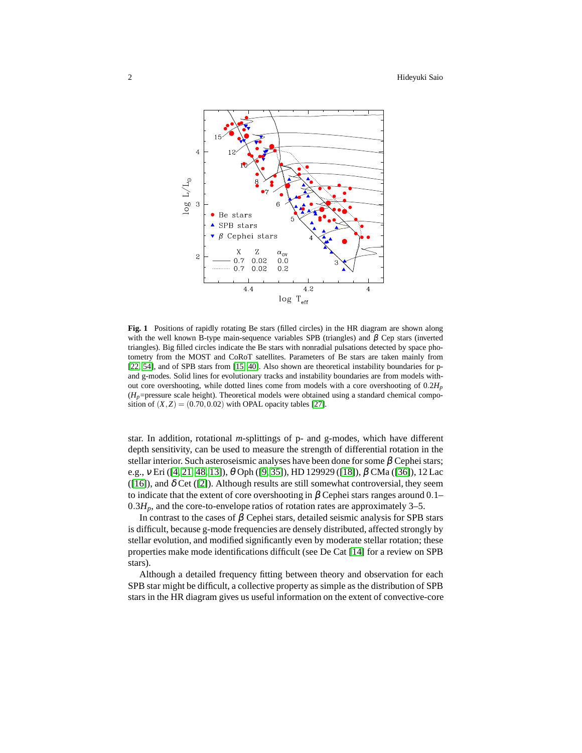**Fig. 1** Positions of rapidly rotating Be stars (filled circles) in the HR diagram are shown along with the well known B-type main-sequence variables SPB (triangles) and $\beta$ Cep stars (inverted triangles). Big filled circles indicate the Be stars with nonradial pulsations detected by space photometry from the MOST and CoRoT satellites. Parameters of Be stars are taken mainly from [22, 54], and of SPB stars from [15, 40]. Also shown are theoretical instability boundaries for p- and g-modes. Solid lines for evolutionary tracks and instability boundaries are from models without core overshooting, while dotted lines come from models with a core overshooting of $0.2H_p$ ($H_p$=pressure scale height). Theoretical models were obtained using a standard chemical composition of $(X,Z) = (0.70, 0.02)$ with OPAL opacity tables [27].

star. In addition, rotational $m$-splittings of p- and g-modes, which have different depth sensitivity, can be used to measure the strength of differential rotation in the stellar interior. Such asteroseismic analyses have been done for some $\beta$ Cephei stars; e.g., $\nu$ Eri ([4, 21, 48, 13]), $\theta$ Oph ([9, 35]), HD 129929 ([18]), $\beta$ CMa ([36]), 12 Lac ([16]), and $\delta$ Cet ([2]). Although results are still somewhat controversial, they seem to indicate that the extent of core overshooting in $\beta$ Cephei stars ranges around $0.1$–$0.3H_p$, and the core-to-envelope ratios of rotation rates are approximately 3–5.

In contrast to the cases of $\beta$ Cephei stars, detailed seismic analysis for SPB stars is difficult, because g-mode frequencies are densely distributed, affected strongly by stellar evolution, and modified significantly even by moderate stellar rotation; these properties make mode identifications difficult (see De Cat [14] for a review on SPB stars).

Although a detailed frequency fitting between theory and observation for each SPB star might be difficult, a collective property as simple as the distribution of SPB stars in the HR diagram gives us useful information on the extent of convective-core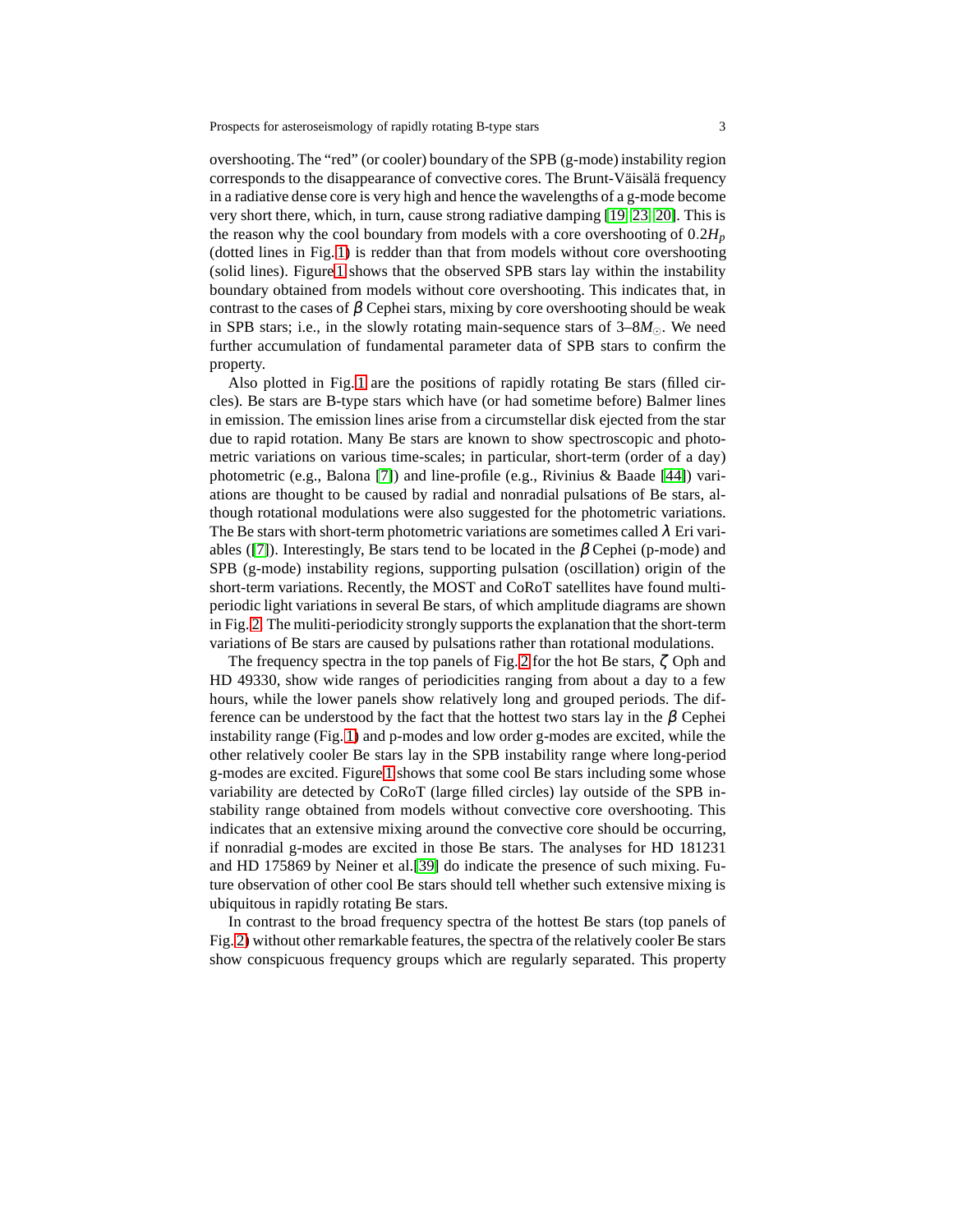overshooting. The "red" (or cooler) boundary of the SPB (g-mode) instability region corresponds to the disappearance of convective cores. The Brunt-Väisälä frequency in a radiative dense core is very high and hence the wavelengths of a g-mode become very short there, which, in turn, cause strong radiative damping [19, 23, 20]. This is the reason why the cool boundary from models with a core overshooting of $0.2H_p$ (dotted lines in Fig. 1) is redder than that from models without core overshooting (solid lines). Figure 1 shows that the observed SPB stars lay within the instability boundary obtained from models without core overshooting. This indicates that, in contrast to the cases of $\beta$ Cephei stars, mixing by core overshooting should be weak in SPB stars; i.e., in the slowly rotating main-sequence stars of 3–8$M_\odot$. We need further accumulation of fundamental parameter data of SPB stars to confirm the property.

Also plotted in Fig. 1 are the positions of rapidly rotating Be stars (filled circles). Be stars are B-type stars which have (or had sometime before) Balmer lines in emission. The emission lines arise from a circumstellar disk ejected from the star due to rapid rotation. Many Be stars are known to show spectroscopic and photometric variations on various time-scales; in particular, short-term (order of a day) photometric (e.g., Balona [7]) and line-profile (e.g., Rivinius & Baade [44]) variations are thought to be caused by radial and nonradial pulsations of Be stars, although rotational modulations were also suggested for the photometric variations. The Be stars with short-term photometric variations are sometimes called $\lambda$ Eri variables ([7]). Interestingly, Be stars tend to be located in the $\beta$ Cephei (p-mode) and SPB (g-mode) instability regions, supporting pulsation (oscillation) origin of the short-term variations. Recently, the MOST and CoRoT satellites have found multi-periodic light variations in several Be stars, of which amplitude diagrams are shown in Fig. 2. The muliti-periodicity strongly supports the explanation that the short-term variations of Be stars are caused by pulsations rather than rotational modulations.

The frequency spectra in the top panels of Fig. 2 for the hot Be stars, $\zeta$ Oph and HD 49330, show wide ranges of periodicities ranging from about a day to a few hours, while the lower panels show relatively long and grouped periods. The difference can be understood by the fact that the hottest two stars lay in the $\beta$ Cephei instability range (Fig. 1) and p-modes and low order g-modes are excited, while the other relatively cooler Be stars lay in the SPB instability range where long-period g-modes are excited. Figure 1 shows that some cool Be stars including some whose variability are detected by CoRoT (large filled circles) lay outside of the SPB instability range obtained from models without convective core overshooting. This indicates that an extensive mixing around the convective core should be occurring, if nonradial g-modes are excited in those Be stars. The analyses for HD 181231 and HD 175869 by Neiner et al.[39] do indicate the presence of such mixing. Future observation of other cool Be stars should tell whether such extensive mixing is ubiquitous in rapidly rotating Be stars.

In contrast to the broad frequency spectra of the hottest Be stars (top panels of Fig. 2) without other remarkable features, the spectra of the relatively cooler Be stars show conspicuous frequency groups which are regularly separated. This property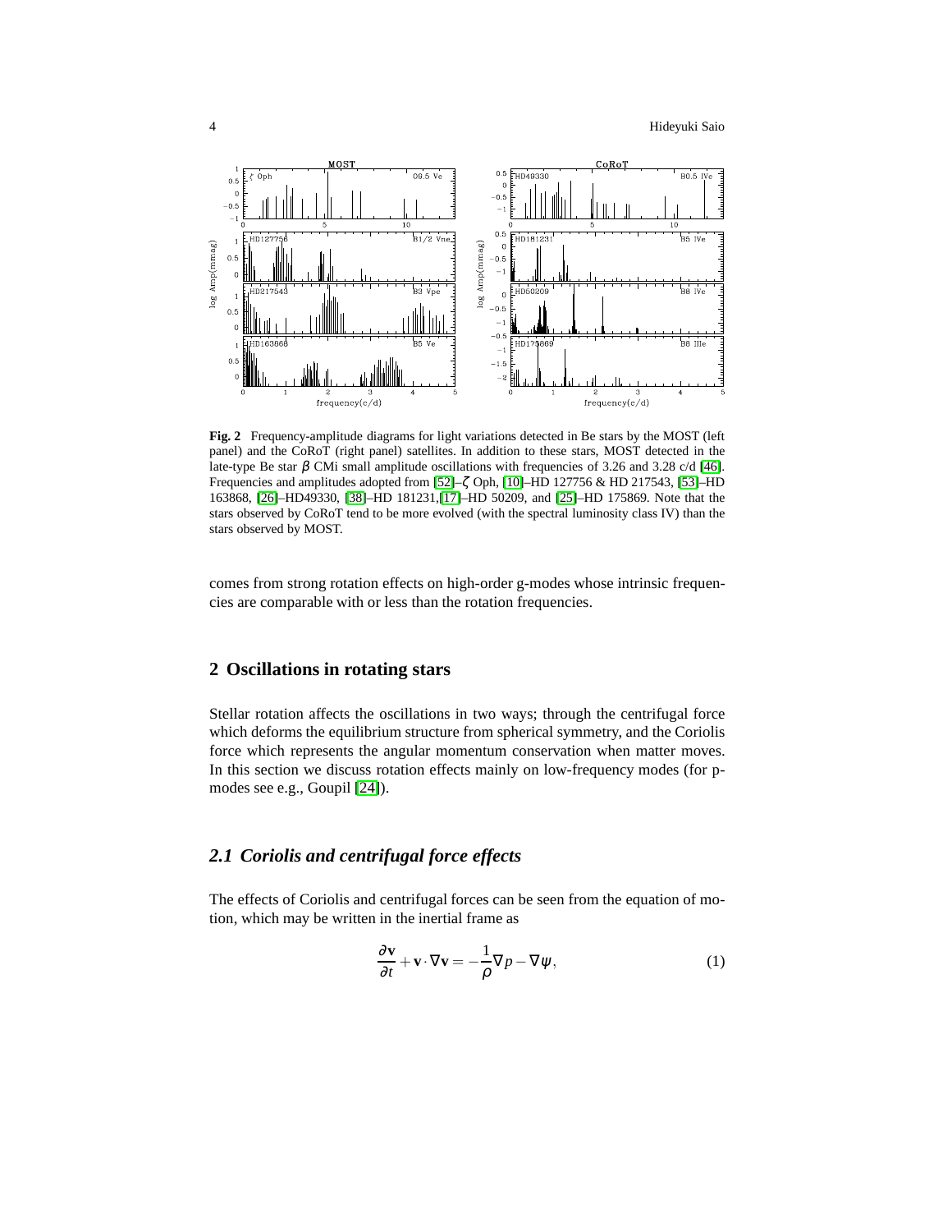**Fig. 2** Frequency-amplitude diagrams for light variations detected in Be stars by the MOST (left panel) and the CoRoT (right panel) satellites. In addition to these stars, MOST detected in the late-type Be star $\beta$ CMi small amplitude oscillations with frequencies of 3.26 and 3.28 c/d [46]. Frequencies and amplitudes adopted from [52]–$\zeta$ Oph, [10]–HD 127756 & HD 217543, [53]–HD 163868, [26]–HD49330, [38]–HD 181231,[17]–HD 50209, and [25]–HD 175869. Note that the stars observed by CoRoT tend to be more evolved (with the spectral luminosity class IV) than the stars observed by MOST.

comes from strong rotation effects on high-order g-modes whose intrinsic frequencies are comparable with or less than the rotation frequencies.

## 2 Oscillations in rotating stars

Stellar rotation affects the oscillations in two ways; through the centrifugal force which deforms the equilibrium structure from spherical symmetry, and the Coriolis force which represents the angular momentum conservation when matter moves. In this section we discuss rotation effects mainly on low-frequency modes (for p-modes see e.g., Goupil [24]).

### 2.1 Coriolis and centrifugal force effects

The effects of Coriolis and centrifugal forces can be seen from the equation of motion, which may be written in the inertial frame as

$$\frac{\partial \mathbf{v}}{\partial t} + \mathbf{v}\cdot\nabla\mathbf{v} = -\frac{1}{\rho}\nabla p - \nabla\psi, \tag{1}$$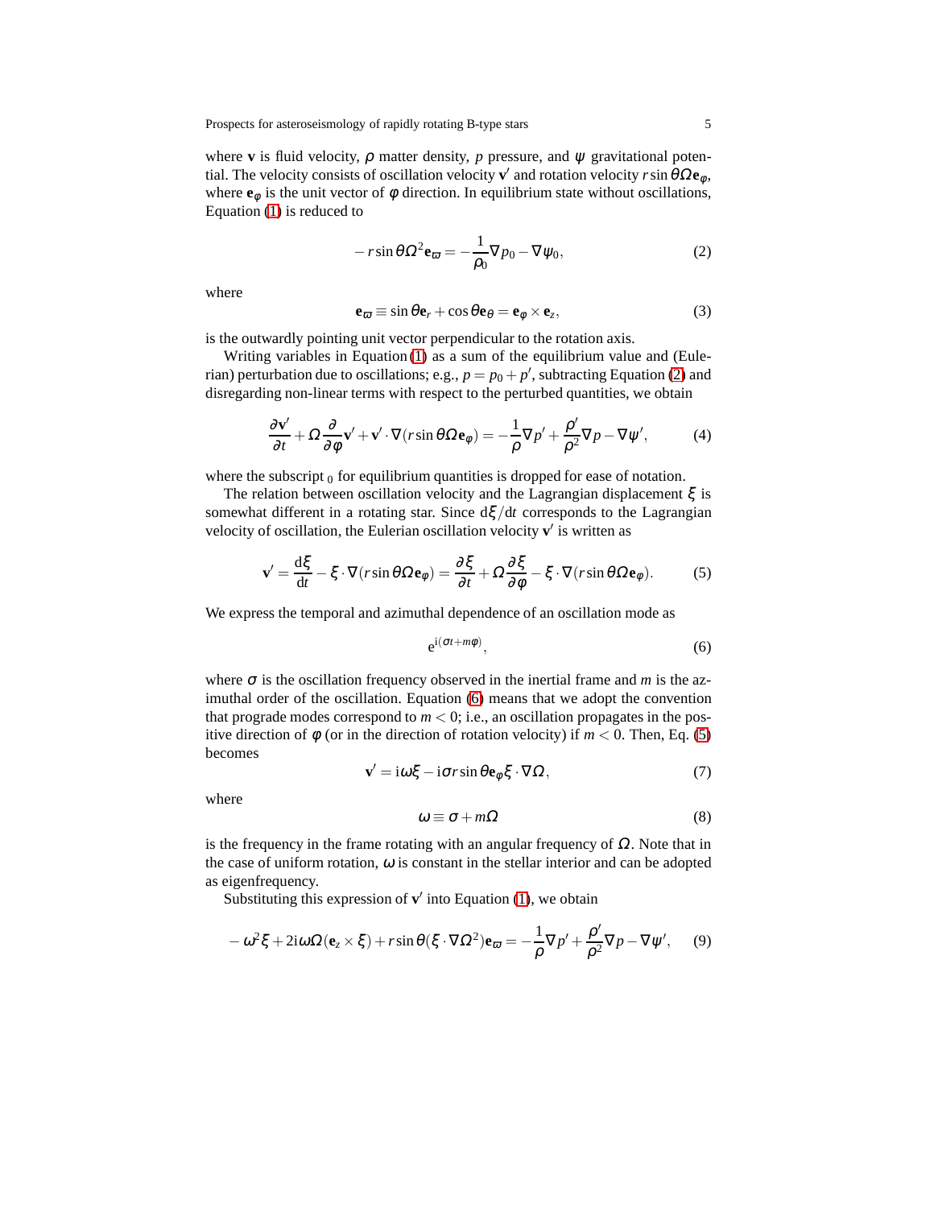where $\mathbf{v}$ is fluid velocity, $\rho$ matter density, $p$ pressure, and $\psi$ gravitational potential. The velocity consists of oscillation velocity $\mathbf{v}'$ and rotation velocity $r\sin\theta\Omega\mathbf{e}_\varphi$, where $\mathbf{e}_\varphi$ is the unit vector of $\varphi$ direction. In equilibrium state without oscillations, Equation (1) is reduced to

$$-r\sin\theta\Omega^2\mathbf{e}_\varpi = -\frac{1}{\rho_0}\nabla p_0 - \nabla\psi_0, \tag{2}$$

where

$$\mathbf{e}_\varpi \equiv \sin\theta\mathbf{e}_r + \cos\theta\mathbf{e}_\theta = \mathbf{e}_\varphi \times \mathbf{e}_z, \tag{3}$$

is the outwardly pointing unit vector perpendicular to the rotation axis.

Writing variables in Equation (1) as a sum of the equilibrium value and (Eulerian) perturbation due to oscillations; e.g., $p = p_0 + p'$, subtracting Equation (2) and disregarding non-linear terms with respect to the perturbed quantities, we obtain

$$\frac{\partial\mathbf{v}'}{\partial t} + \Omega\frac{\partial}{\partial\varphi}\mathbf{v}' + \mathbf{v}'\cdot\nabla(r\sin\theta\Omega\mathbf{e}_\varphi) = -\frac{1}{\rho}\nabla p' + \frac{\rho'}{\rho^2}\nabla p - \nabla\psi', \tag{4}$$

where the subscript $_0$ for equilibrium quantities is dropped for ease of notation.

The relation between oscillation velocity and the Lagrangian displacement $\xi$ is somewhat different in a rotating star. Since $\mathrm{d}\xi/\mathrm{d}t$ corresponds to the Lagrangian velocity of oscillation, the Eulerian oscillation velocity $\mathbf{v}'$ is written as

$$\mathbf{v}' = \frac{\mathrm{d}\xi}{\mathrm{d}t} - \xi\cdot\nabla(r\sin\theta\Omega\mathbf{e}_\varphi) = \frac{\partial\xi}{\partial t} + \Omega\frac{\partial\xi}{\partial\varphi} - \xi\cdot\nabla(r\sin\theta\Omega\mathbf{e}_\varphi). \tag{5}$$

We express the temporal and azimuthal dependence of an oscillation mode as

$$\mathrm{e}^{\mathrm{i}(\sigma t + m\varphi)}, \tag{6}$$

where $\sigma$ is the oscillation frequency observed in the inertial frame and $m$ is the azimuthal order of the oscillation. Equation (6) means that we adopt the convention that prograde modes correspond to $m < 0$; i.e., an oscillation propagates in the positive direction of $\varphi$ (or in the direction of rotation velocity) if $m < 0$. Then, Eq. (5) becomes

$$\mathbf{v}' = \mathrm{i}\omega\xi - \mathrm{i}\sigma r\sin\theta\mathbf{e}_\varphi\xi\cdot\nabla\Omega, \tag{7}$$

where

$$\omega \equiv \sigma + m\Omega \tag{8}$$

is the frequency in the frame rotating with an angular frequency of $\Omega$. Note that in the case of uniform rotation, $\omega$ is constant in the stellar interior and can be adopted as eigenfrequency.

Substituting this expression of $\mathbf{v}'$ into Equation (1), we obtain

$$-\omega^2\xi + 2\mathrm{i}\omega\Omega(\mathbf{e}_z\times\xi) + r\sin\theta(\xi\cdot\nabla\Omega^2)\mathbf{e}_\varpi = -\frac{1}{\rho}\nabla p' + \frac{\rho'}{\rho^2}\nabla p - \nabla\psi', \tag{9}$$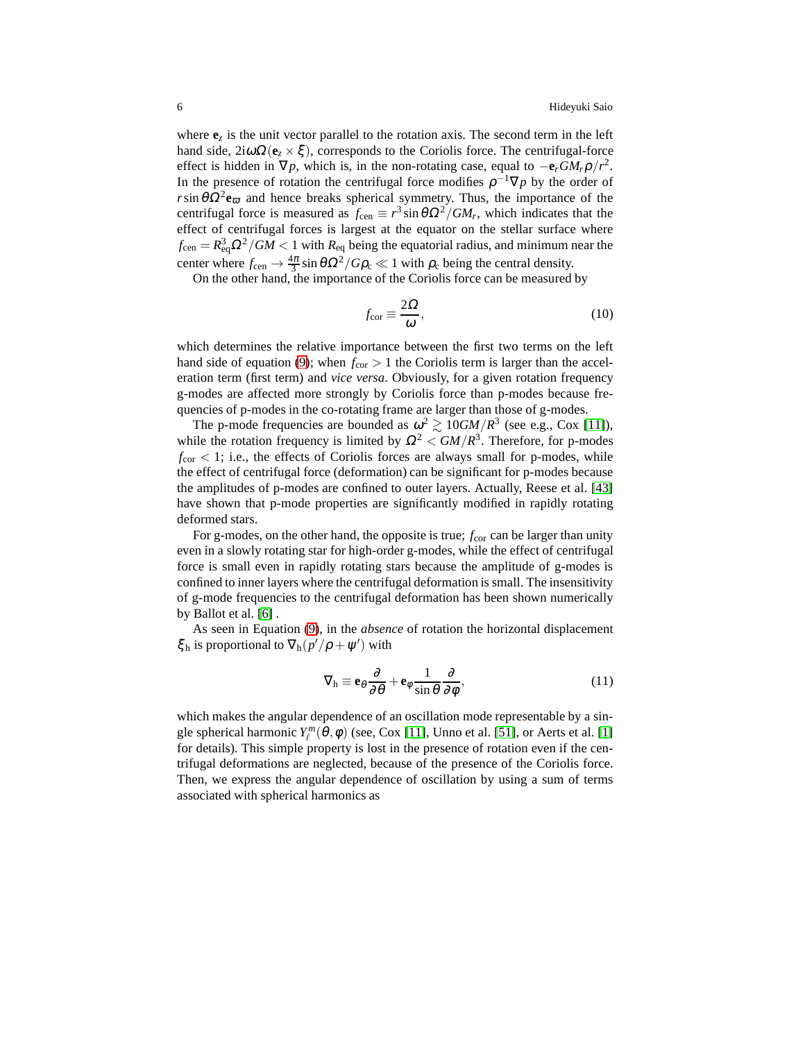where $\mathbf{e}_z$ is the unit vector parallel to the rotation axis. The second term in the left hand side, $2i\omega\Omega(\mathbf{e}_z \times \boldsymbol{\xi})$, corresponds to the Coriolis force. The centrifugal-force effect is hidden in $\nabla p$, which is, in the non-rotating case, equal to $-\mathbf{e}_r GM_r\rho/r^2$. In the presence of rotation the centrifugal force modifies $\rho^{-1}\nabla p$ by the order of $r\sin\theta\Omega^2\mathbf{e}_\varpi$ and hence breaks spherical symmetry. Thus, the importance of the centrifugal force is measured as $f_{\rm cen} \equiv r^3\sin\theta\Omega^2/GM_r$, which indicates that the effect of centrifugal forces is largest at the equator on the stellar surface where $f_{\rm cen} = R_{\rm eq}^3\Omega^2/GM < 1$ with $R_{\rm eq}$ being the equatorial radius, and minimum near the center where $f_{\rm cen} \to \frac{4\pi}{3}\sin\theta\Omega^2/G\rho_{\rm c} \ll 1$ with $\rho_{\rm c}$ being the central density.

On the other hand, the importance of the Coriolis force can be measured by

$$f_{\rm cor} \equiv \frac{2\Omega}{\omega}, \tag{10}$$

which determines the relative importance between the first two terms on the left hand side of equation (9); when $f_{\rm cor} > 1$ the Coriolis term is larger than the acceleration term (first term) and *vice versa*. Obviously, for a given rotation frequency g-modes are affected more strongly by Coriolis force than p-modes because frequencies of p-modes in the co-rotating frame are larger than those of g-modes.

The p-mode frequencies are bounded as $\omega^2 \gtrsim 10GM/R^3$ (see e.g., Cox [11]), while the rotation frequency is limited by $\Omega^2 < GM/R^3$. Therefore, for p-modes $f_{\rm cor} < 1$; i.e., the effects of Coriolis forces are always small for p-modes, while the effect of centrifugal force (deformation) can be significant for p-modes because the amplitudes of p-modes are confined to outer layers. Actually, Reese et al. [43] have shown that p-mode properties are significantly modified in rapidly rotating deformed stars.

For g-modes, on the other hand, the opposite is true; $f_{\rm cor}$ can be larger than unity even in a slowly rotating star for high-order g-modes, while the effect of centrifugal force is small even in rapidly rotating stars because the amplitude of g-modes is confined to inner layers where the centrifugal deformation is small. The insensitivity of g-mode frequencies to the centrifugal deformation has been shown numerically by Ballot et al. [6] .

As seen in Equation (9), in the *absence* of rotation the horizontal displacement $\boldsymbol{\xi}_{\rm h}$ is proportional to $\nabla_{\rm h}(p'/\rho + \psi')$ with

$$\nabla_{\rm h} \equiv \mathbf{e}_\theta\frac{\partial}{\partial\theta} + \mathbf{e}_\varphi\frac{1}{\sin\theta}\frac{\partial}{\partial\varphi}, \tag{11}$$

which makes the angular dependence of an oscillation mode representable by a single spherical harmonic $Y_\ell^m(\theta,\varphi)$ (see, Cox [11], Unno et al. [51], or Aerts et al. [1] for details). This simple property is lost in the presence of rotation even if the centrifugal deformations are neglected, because of the presence of the Coriolis force. Then, we express the angular dependence of oscillation by using a sum of terms associated with spherical harmonics as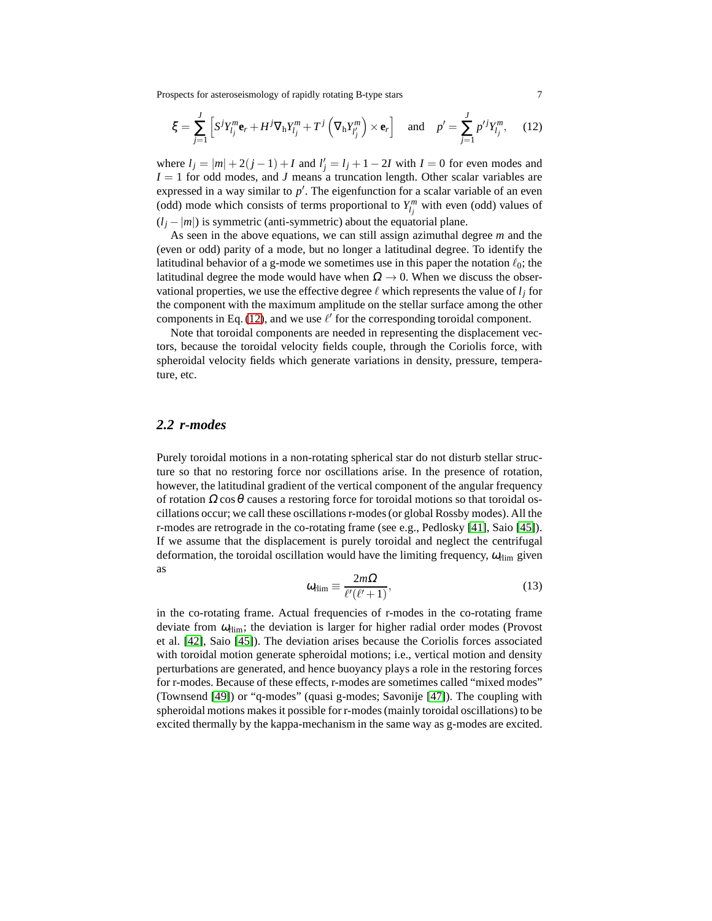$$\boldsymbol{\xi} = \sum_{j=1}^{J} \left[ S^j Y_{l_j}^m \mathbf{e}_r + H^j \nabla_{\rm h} Y_{l_j}^m + T^j \left( \nabla_{\rm h} Y_{l'_j}^m \right) \times \mathbf{e}_r \right] \quad \text{and} \quad p' = \sum_{j=1}^{J} p'^j Y_{l_j}^m, \tag{12}$$

where $l_j = |m| + 2(j-1) + I$ and $l'_j = l_j + 1 - 2I$ with $I = 0$ for even modes and $I = 1$ for odd modes, and $J$ means a truncation length. Other scalar variables are expressed in a way similar to $p'$. The eigenfunction for a scalar variable of an even (odd) mode which consists of terms proportional to $Y_{l_j}^m$ with even (odd) values of $(l_j - |m|)$ is symmetric (anti-symmetric) about the equatorial plane.

As seen in the above equations, we can still assign azimuthal degree $m$ and the (even or odd) parity of a mode, but no longer a latitudinal degree. To identify the latitudinal behavior of a g-mode we sometimes use in this paper the notation $\ell_0$; the latitudinal degree the mode would have when $\Omega \to 0$. When we discuss the observational properties, we use the effective degree $\ell$ which represents the value of $l_j$ for the component with the maximum amplitude on the stellar surface among the other components in Eq. (12), and we use $\ell'$ for the corresponding toroidal component.

Note that toroidal components are needed in representing the displacement vectors, because the toroidal velocity fields couple, through the Coriolis force, with spheroidal velocity fields which generate variations in density, pressure, temperature, etc.

## 2.2 r-modes

Purely toroidal motions in a non-rotating spherical star do not disturb stellar structure so that no restoring force nor oscillations arise. In the presence of rotation, however, the latitudinal gradient of the vertical component of the angular frequency of rotation $\Omega \cos\theta$ causes a restoring force for toroidal motions so that toroidal oscillations occur; we call these oscillations r-modes (or global Rossby modes). All the r-modes are retrograde in the co-rotating frame (see e.g., Pedlosky [41], Saio [45]). If we assume that the displacement is purely toroidal and neglect the centrifugal deformation, the toroidal oscillation would have the limiting frequency, $\omega_{\rm rlim}$ given as

$$\omega_{\rm rlim} \equiv \frac{2m\Omega}{\ell'(\ell'+1)}, \tag{13}$$

in the co-rotating frame. Actual frequencies of r-modes in the co-rotating frame deviate from $\omega_{\rm rlim}$; the deviation is larger for higher radial order modes (Provost et al. [42], Saio [45]). The deviation arises because the Coriolis forces associated with toroidal motion generate spheroidal motions; i.e., vertical motion and density perturbations are generated, and hence buoyancy plays a role in the restoring forces for r-modes. Because of these effects, r-modes are sometimes called "mixed modes" (Townsend [49]) or "q-modes" (quasi g-modes; Savonije [47]). The coupling with spheroidal motions makes it possible for r-modes (mainly toroidal oscillations) to be excited thermally by the kappa-mechanism in the same way as g-modes are excited.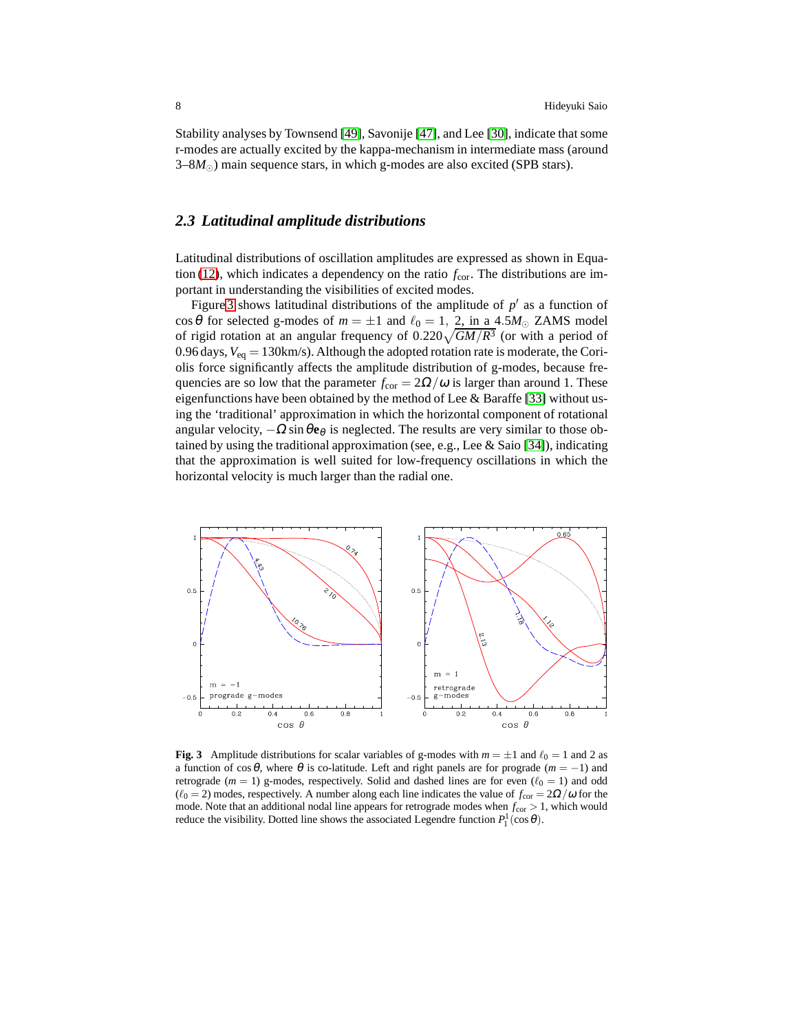Stability analyses by Townsend [49], Savonije [47], and Lee [30], indicate that some r-modes are actually excited by the kappa-mechanism in intermediate mass (around 3–8$M_\odot$) main sequence stars, in which g-modes are also excited (SPB stars).

### 2.3 Latitudinal amplitude distributions

Latitudinal distributions of oscillation amplitudes are expressed as shown in Equation (12), which indicates a dependency on the ratio $f_{\rm cor}$. The distributions are important in understanding the visibilities of excited modes.

Figure 3 shows latitudinal distributions of the amplitude of $p'$ as a function of $\cos\theta$ for selected g-modes of $m = \pm 1$ and $\ell_0 = 1,\ 2$, in a 4.5$M_\odot$ ZAMS model of rigid rotation at an angular frequency of $0.220\sqrt{GM/R^3}$ (or with a period of 0.96 days, $V_{\rm eq} = 130$km/s). Although the adopted rotation rate is moderate, the Coriolis force significantly affects the amplitude distribution of g-modes, because frequencies are so low that the parameter $f_{\rm cor} = 2\Omega/\omega$ is larger than around 1. These eigenfunctions have been obtained by the method of Lee & Baraffe [33] without using the 'traditional' approximation in which the horizontal component of rotational angular velocity, $-\Omega\sin\theta\mathbf{e}_\theta$ is neglected. The results are very similar to those obtained by using the traditional approximation (see, e.g., Lee & Saio [34]), indicating that the approximation is well suited for low-frequency oscillations in which the horizontal velocity is much larger than the radial one.

**Fig. 3** Amplitude distributions for scalar variables of g-modes with $m = \pm 1$ and $\ell_0 = 1$ and 2 as a function of $\cos\theta$, where $\theta$ is co-latitude. Left and right panels are for prograde ($m = -1$) and retrograde ($m = 1$) g-modes, respectively. Solid and dashed lines are for even ($\ell_0 = 1$) and odd ($\ell_0 = 2$) modes, respectively. A number along each line indicates the value of $f_{\rm cor} = 2\Omega/\omega$ for the mode. Note that an additional nodal line appears for retrograde modes when $f_{\rm cor} > 1$, which would reduce the visibility. Dotted line shows the associated Legendre function $P_1^1(\cos\theta)$.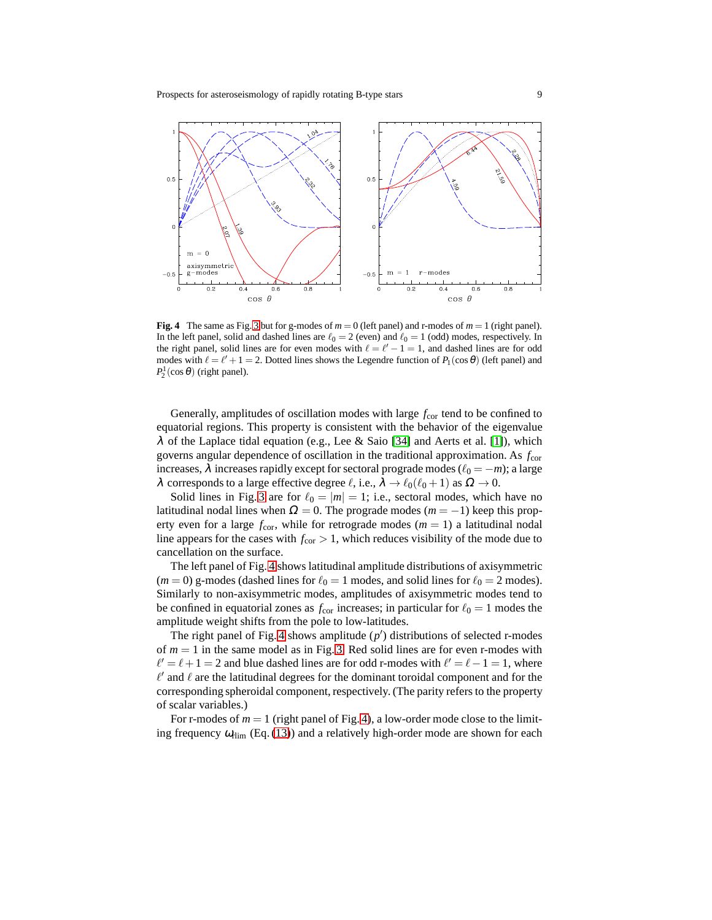**Fig. 4** The same as Fig. 3 but for g-modes of $m = 0$ (left panel) and r-modes of $m = 1$ (right panel). In the left panel, solid and dashed lines are $\ell_0 = 2$ (even) and $\ell_0 = 1$ (odd) modes, respectively. In the right panel, solid lines are for even modes with $\ell = \ell' - 1 = 1$, and dashed lines are for odd modes with $\ell = \ell' + 1 = 2$. Dotted lines shows the Legendre function of $P_1(\cos\theta)$ (left panel) and $P_2^1(\cos\theta)$ (right panel).

Generally, amplitudes of oscillation modes with large $f_{\rm cor}$ tend to be confined to equatorial regions. This property is consistent with the behavior of the eigenvalue $\lambda$ of the Laplace tidal equation (e.g., Lee & Saio [34] and Aerts et al. [1]), which governs angular dependence of oscillation in the traditional approximation. As $f_{\rm cor}$ increases, $\lambda$ increases rapidly except for sectoral prograde modes ($\ell_0 = -m$); a large $\lambda$ corresponds to a large effective degree $\ell$, i.e., $\lambda \to \ell_0(\ell_0+1)$ as $\Omega \to 0$.

Solid lines in Fig. 3 are for $\ell_0 = |m| = 1$; i.e., sectoral modes, which have no latitudinal nodal lines when $\Omega = 0$. The prograde modes ($m = -1$) keep this property even for a large $f_{\rm cor}$, while for retrograde modes ($m = 1$) a latitudinal nodal line appears for the cases with $f_{\rm cor} > 1$, which reduces visibility of the mode due to cancellation on the surface.

The left panel of Fig. 4 shows latitudinal amplitude distributions of axisymmetric ($m = 0$) g-modes (dashed lines for $\ell_0 = 1$ modes, and solid lines for $\ell_0 = 2$ modes). Similarly to non-axisymmetric modes, amplitudes of axisymmetric modes tend to be confined in equatorial zones as $f_{\rm cor}$ increases; in particular for $\ell_0 = 1$ modes the amplitude weight shifts from the pole to low-latitudes.

The right panel of Fig. 4 shows amplitude ($p'$) distributions of selected r-modes of $m = 1$ in the same model as in Fig. 3. Red solid lines are for even r-modes with $\ell' = \ell + 1 = 2$ and blue dashed lines are for odd r-modes with $\ell' = \ell - 1 = 1$, where $\ell'$ and $\ell$ are the latitudinal degrees for the dominant toroidal component and for the corresponding spheroidal component, respectively. (The parity refers to the property of scalar variables.)

For r-modes of $m = 1$ (right panel of Fig. 4), a low-order mode close to the limiting frequency $\omega_{\rm llim}$ (Eq. (13)) and a relatively high-order mode are shown for each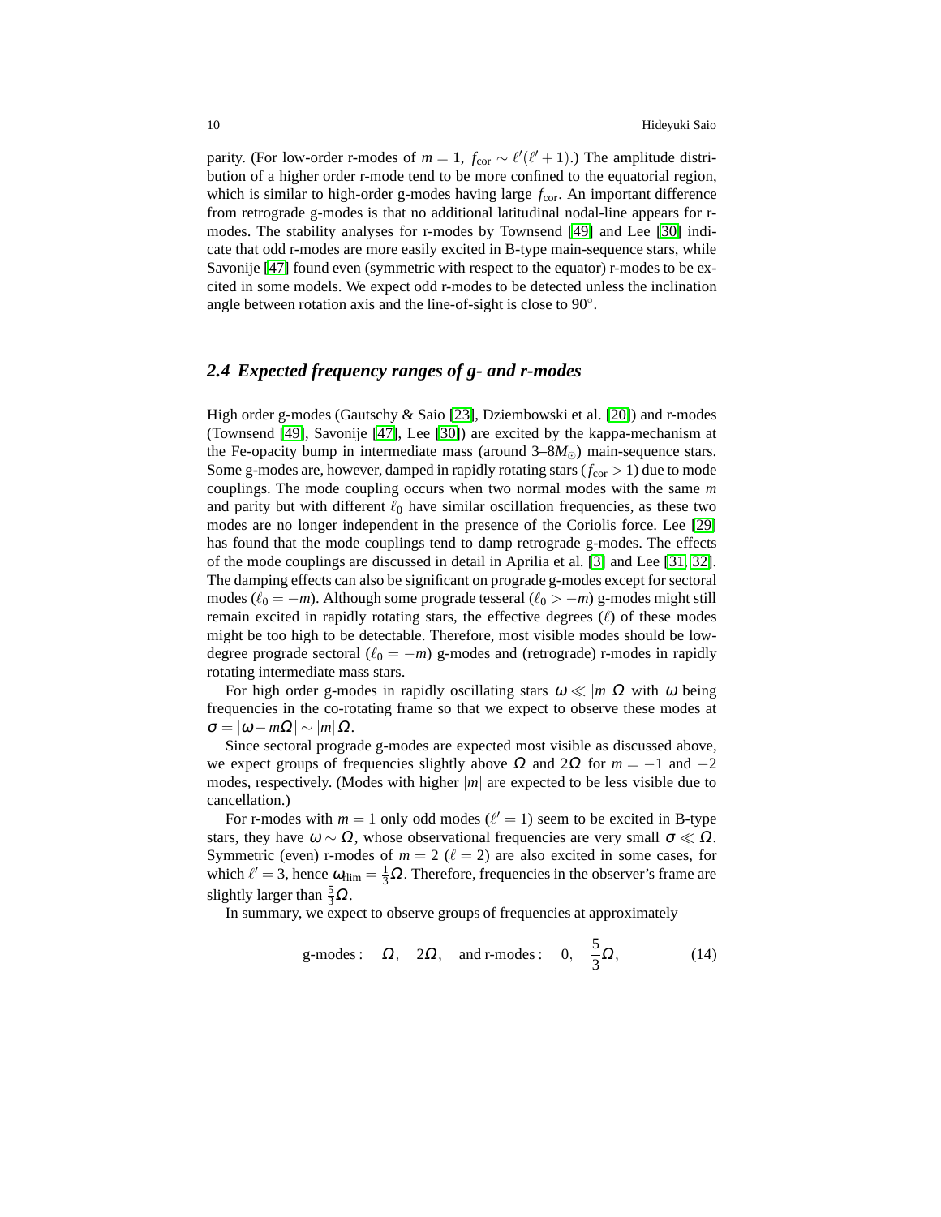parity. (For low-order r-modes of $m = 1$, $f_{\rm cor} \sim \ell'(\ell'+1)$.) The amplitude distribution of a higher order r-mode tend to be more confined to the equatorial region, which is similar to high-order g-modes having large $f_{\rm cor}$. An important difference from retrograde g-modes is that no additional latitudinal nodal-line appears for r-modes. The stability analyses for r-modes by Townsend [49] and Lee [30] indicate that odd r-modes are more easily excited in B-type main-sequence stars, while Savonije [47] found even (symmetric with respect to the equator) r-modes to be excited in some models. We expect odd r-modes to be detected unless the inclination angle between rotation axis and the line-of-sight is close to 90°.

## 2.4 Expected frequency ranges of g- and r-modes

High order g-modes (Gautschy & Saio [23], Dziembowski et al. [20]) and r-modes (Townsend [49], Savonije [47], Lee [30]) are excited by the kappa-mechanism at the Fe-opacity bump in intermediate mass (around 3–8$M_\odot$) main-sequence stars. Some g-modes are, however, damped in rapidly rotating stars ($f_{\rm cor} > 1$) due to mode couplings. The mode coupling occurs when two normal modes with the same $m$ and parity but with different $\ell_0$ have similar oscillation frequencies, as these two modes are no longer independent in the presence of the Coriolis force. Lee [29] has found that the mode couplings tend to damp retrograde g-modes. The effects of the mode couplings are discussed in detail in Aprilia et al. [3] and Lee [31, 32]. The damping effects can also be significant on prograde g-modes except for sectoral modes ($\ell_0 = -m$). Although some prograde tesseral ($\ell_0 > -m$) g-modes might still remain excited in rapidly rotating stars, the effective degrees ($\ell$) of these modes might be too high to be detectable. Therefore, most visible modes should be low-degree prograde sectoral ($\ell_0 = -m$) g-modes and (retrograde) r-modes in rapidly rotating intermediate mass stars.

For high order g-modes in rapidly oscillating stars $\omega \ll |m|\Omega$ with $\omega$ being frequencies in the co-rotating frame so that we expect to observe these modes at $\sigma = |\omega - m\Omega| \sim |m|\Omega$.

Since sectoral prograde g-modes are expected most visible as discussed above, we expect groups of frequencies slightly above $\Omega$ and $2\Omega$ for $m = -1$ and $-2$ modes, respectively. (Modes with higher $|m|$ are expected to be less visible due to cancellation.)

For r-modes with $m = 1$ only odd modes ($\ell' = 1$) seem to be excited in B-type stars, they have $\omega \sim \Omega$, whose observational frequencies are very small $\sigma \ll \Omega$. Symmetric (even) r-modes of $m = 2$ ($\ell = 2$) are also excited in some cases, for which $\ell' = 3$, hence $\omega_{\rm lim} = \frac{1}{3}\Omega$. Therefore, frequencies in the observer's frame are slightly larger than $\frac{5}{3}\Omega$.

In summary, we expect to observe groups of frequencies at approximately

$$\text{g-modes}: \quad \Omega, \quad 2\Omega, \quad \text{and r-modes}: \quad 0, \quad \frac{5}{3}\Omega, \tag{14}$$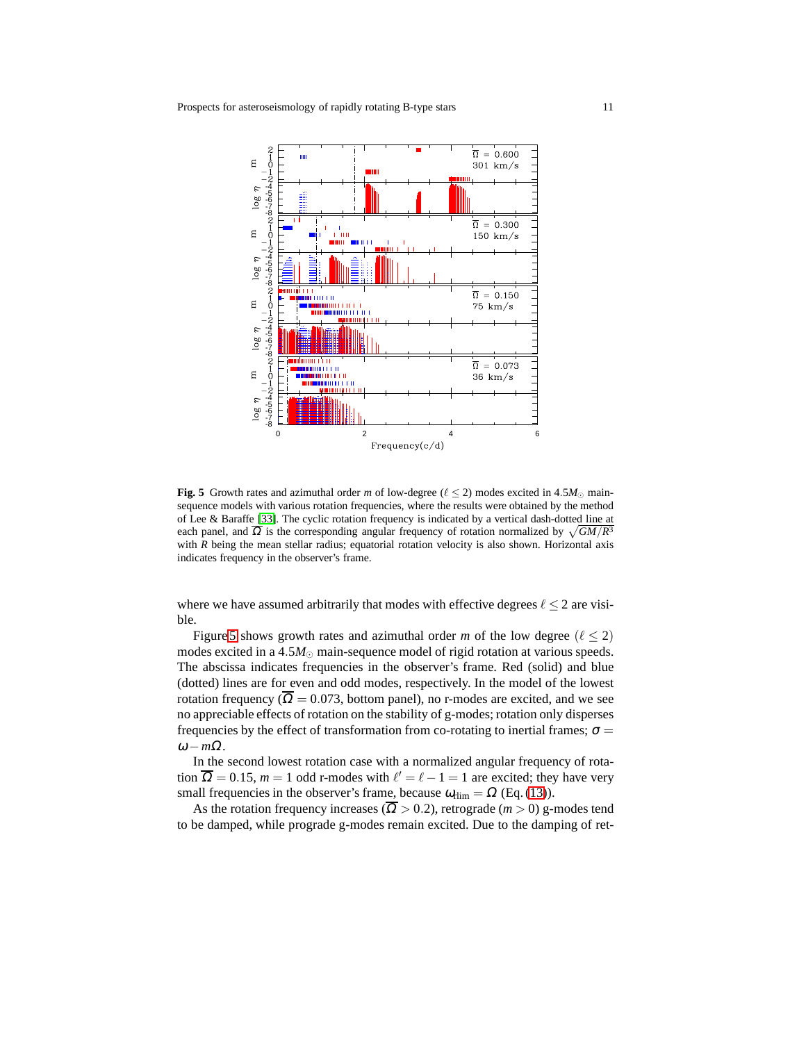**Fig. 5** Growth rates and azimuthal order $m$ of low-degree ($\ell \leq 2$) modes excited in $4.5M_\odot$ main-sequence models with various rotation frequencies, where the results were obtained by the method of Lee & Baraffe [33]. The cyclic rotation frequency is indicated by a vertical dash-dotted line at each panel, and $\overline{\Omega}$ is the corresponding angular frequency of rotation normalized by $\sqrt{GM/R^3}$ with $R$ being the mean stellar radius; equatorial rotation velocity is also shown. Horizontal axis indicates frequency in the observer's frame.

where we have assumed arbitrarily that modes with effective degrees $\ell \leq 2$ are visible.

Figure 5 shows growth rates and azimuthal order $m$ of the low degree ($\ell \leq 2$) modes excited in a $4.5M_\odot$ main-sequence model of rigid rotation at various speeds. The abscissa indicates frequencies in the observer's frame. Red (solid) and blue (dotted) lines are for even and odd modes, respectively. In the model of the lowest rotation frequency ($\overline{\Omega} = 0.073$, bottom panel), no r-modes are excited, and we see no appreciable effects of rotation on the stability of g-modes; rotation only disperses frequencies by the effect of transformation from co-rotating to inertial frames; $\sigma = \omega - m\Omega$.

In the second lowest rotation case with a normalized angular frequency of rotation $\overline{\Omega} = 0.15$, $m = 1$ odd r-modes with $\ell' = \ell - 1 = 1$ are excited; they have very small frequencies in the observer's frame, because $\omega_{\rm lim} = \Omega$ (Eq. (13)).

As the rotation frequency increases ($\overline{\Omega} > 0.2$), retrograde ($m > 0$) g-modes tend to be damped, while prograde g-modes remain excited. Due to the damping of ret-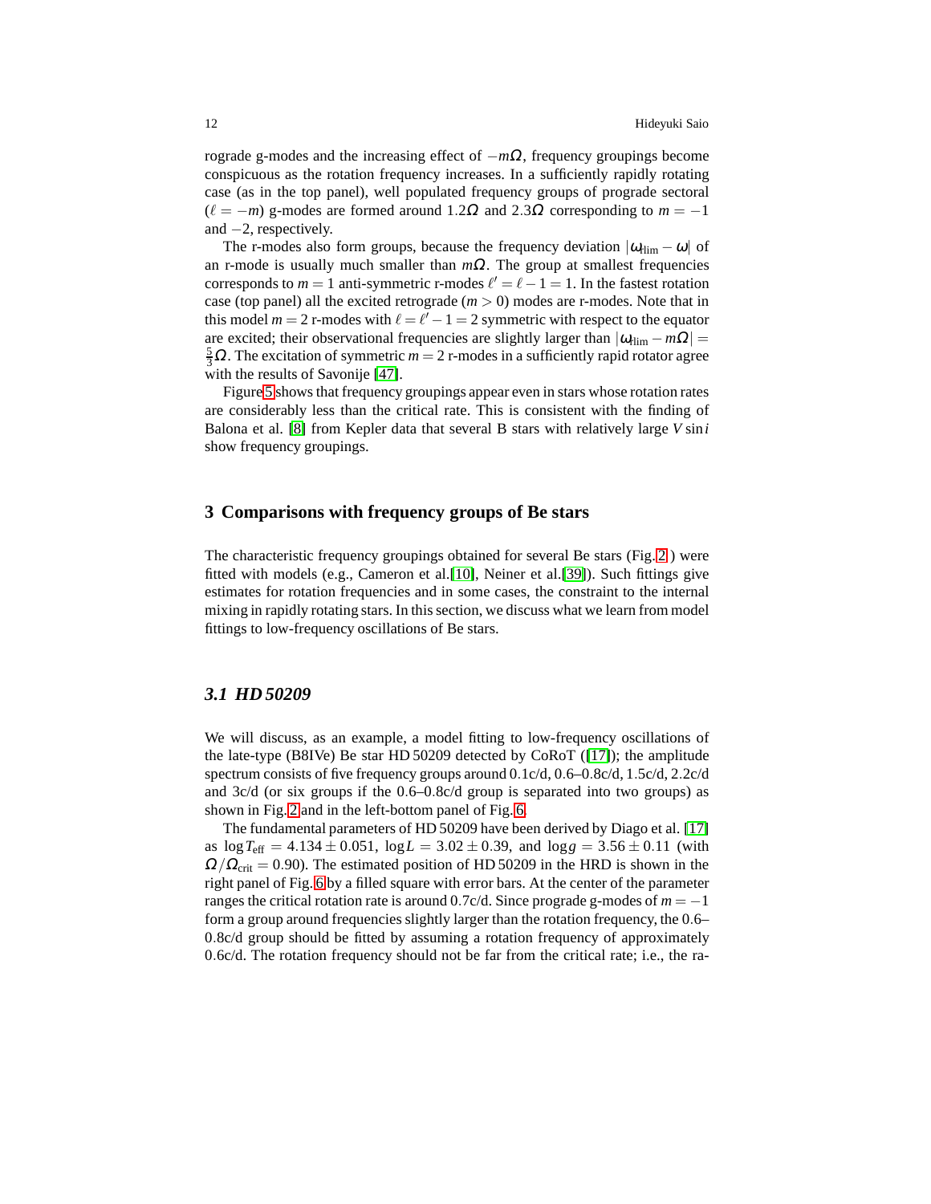rograde g-modes and the increasing effect of $-m\Omega$, frequency groupings become conspicuous as the rotation frequency increases. In a sufficiently rapidly rotating case (as in the top panel), well populated frequency groups of prograde sectoral ($\ell = -m$) g-modes are formed around $1.2\Omega$ and $2.3\Omega$ corresponding to $m = -1$ and $-2$, respectively.

The r-modes also form groups, because the frequency deviation $|\omega_{\rm lim} - \omega|$ of an r-mode is usually much smaller than $m\Omega$. The group at smallest frequencies corresponds to $m = 1$ anti-symmetric r-modes $\ell' = \ell - 1 = 1$. In the fastest rotation case (top panel) all the excited retrograde ($m > 0$) modes are r-modes. Note that in this model $m = 2$ r-modes with $\ell = \ell' - 1 = 2$ symmetric with respect to the equator are excited; their observational frequencies are slightly larger than $|\omega_{\rm lim} - m\Omega| = \frac{5}{3}\Omega$. The excitation of symmetric $m = 2$ r-modes in a sufficiently rapid rotator agree with the results of Savonije [47].

Figure 5 shows that frequency groupings appear even in stars whose rotation rates are considerably less than the critical rate. This is consistent with the finding of Balona et al. [8] from Kepler data that several B stars with relatively large $V \sin i$ show frequency groupings.

## 3 Comparisons with frequency groups of Be stars

The characteristic frequency groupings obtained for several Be stars (Fig. 2 ) were fitted with models (e.g., Cameron et al.[10], Neiner et al.[39]). Such fittings give estimates for rotation frequencies and in some cases, the constraint to the internal mixing in rapidly rotating stars. In this section, we discuss what we learn from model fittings to low-frequency oscillations of Be stars.

### *3.1 HD 50209*

We will discuss, as an example, a model fitting to low-frequency oscillations of the late-type (B8IVe) Be star HD 50209 detected by CoRoT ([17]); the amplitude spectrum consists of five frequency groups around 0.1c/d, 0.6–0.8c/d, 1.5c/d, 2.2c/d and 3c/d (or six groups if the 0.6–0.8c/d group is separated into two groups) as shown in Fig. 2 and in the left-bottom panel of Fig. 6.

The fundamental parameters of HD 50209 have been derived by Diago et al. [17] as $\log T_{\rm eff} = 4.134 \pm 0.051$, $\log L = 3.02 \pm 0.39$, and $\log g = 3.56 \pm 0.11$ (with $\Omega/\Omega_{\rm crit} = 0.90$). The estimated position of HD 50209 in the HRD is shown in the right panel of Fig. 6 by a filled square with error bars. At the center of the parameter ranges the critical rotation rate is around 0.7c/d. Since prograde g-modes of $m = -1$ form a group around frequencies slightly larger than the rotation frequency, the 0.6–0.8c/d group should be fitted by assuming a rotation frequency of approximately 0.6c/d. The rotation frequency should not be far from the critical rate; i.e., the ra-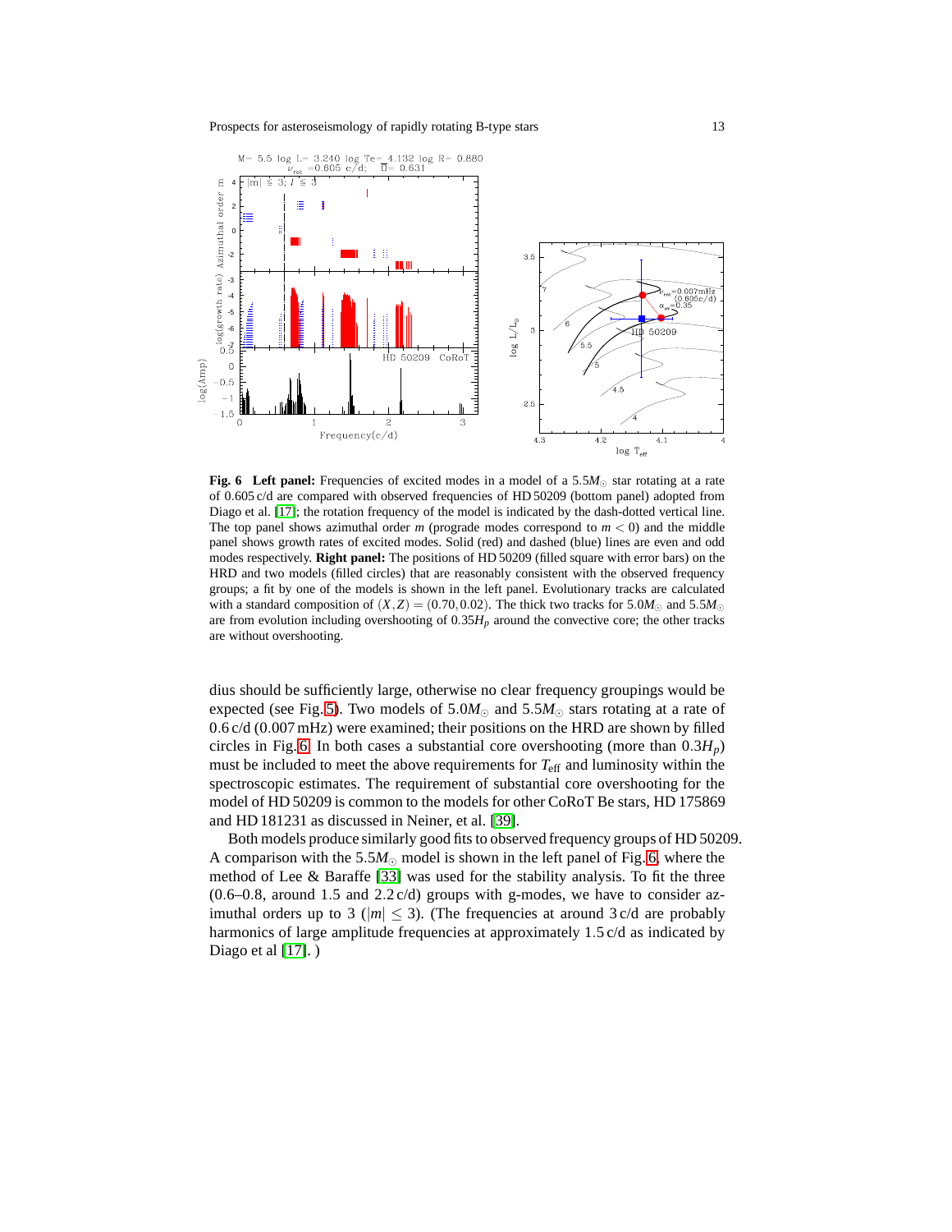**Fig. 6** **Left panel:** Frequencies of excited modes in a model of a $5.5M_{\odot}$ star rotating at a rate of 0.605 c/d are compared with observed frequencies of HD 50209 (bottom panel) adopted from Diago et al. [17]; the rotation frequency of the model is indicated by the dash-dotted vertical line. The top panel shows azimuthal order $m$ (prograde modes correspond to $m < 0$) and the middle panel shows growth rates of excited modes. Solid (red) and dashed (blue) lines are even and odd modes respectively. **Right panel:** The positions of HD 50209 (filled square with error bars) on the HRD and two models (filled circles) that are reasonably consistent with the observed frequency groups; a fit by one of the models is shown in the left panel. Evolutionary tracks are calculated with a standard composition of $(X,Z) = (0.70, 0.02)$. The thick two tracks for $5.0M_{\odot}$ and $5.5M_{\odot}$ are from evolution including overshooting of $0.35H_p$ around the convective core; the other tracks are without overshooting.

dius should be sufficiently large, otherwise no clear frequency groupings would be expected (see Fig. 5). Two models of $5.0M_{\odot}$ and $5.5M_{\odot}$ stars rotating at a rate of 0.6 c/d (0.007 mHz) were examined; their positions on the HRD are shown by filled circles in Fig. 6. In both cases a substantial core overshooting (more than $0.3H_p$) must be included to meet the above requirements for $T_{\rm eff}$ and luminosity within the spectroscopic estimates. The requirement of substantial core overshooting for the model of HD 50209 is common to the models for other CoRoT Be stars, HD 175869 and HD 181231 as discussed in Neiner, et al. [39].

Both models produce similarly good fits to observed frequency groups of HD 50209. A comparison with the $5.5M_{\odot}$ model is shown in the left panel of Fig. 6, where the method of Lee & Baraffe [33] was used for the stability analysis. To fit the three (0.6–0.8, around 1.5 and 2.2 c/d) groups with g-modes, we have to consider azimuthal orders up to 3 ($|m| \leq 3$). (The frequencies at around 3 c/d are probably harmonics of large amplitude frequencies at approximately 1.5 c/d as indicated by Diago et al [17]. )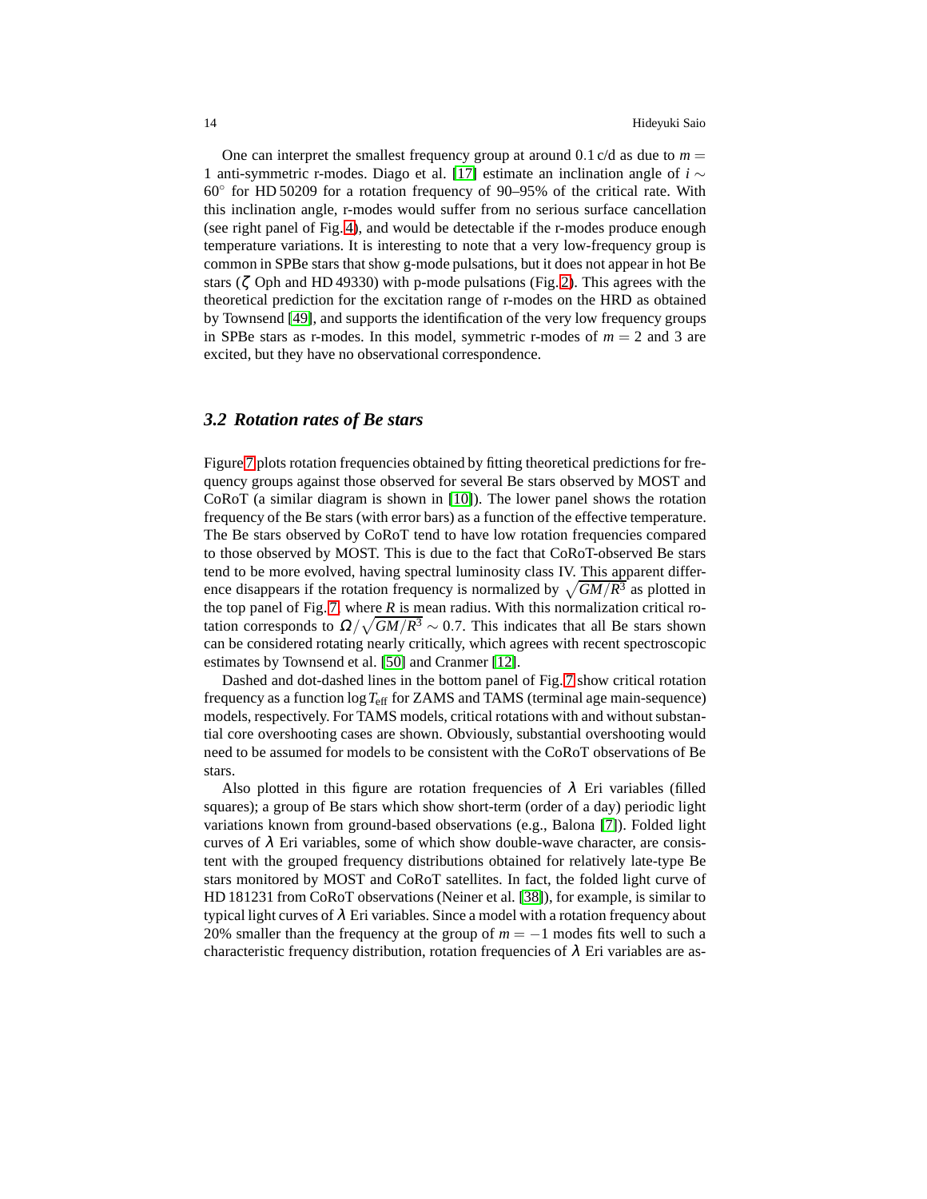One can interpret the smallest frequency group at around 0.1 c/d as due to $m = 1$ anti-symmetric r-modes. Diago et al. [17] estimate an inclination angle of $i \sim 60^\circ$ for HD 50209 for a rotation frequency of 90–95% of the critical rate. With this inclination angle, r-modes would suffer from no serious surface cancellation (see right panel of Fig. 4), and would be detectable if the r-modes produce enough temperature variations. It is interesting to note that a very low-frequency group is common in SPBe stars that show g-mode pulsations, but it does not appear in hot Be stars ($\zeta$ Oph and HD 49330) with p-mode pulsations (Fig. 2). This agrees with the theoretical prediction for the excitation range of r-modes on the HRD as obtained by Townsend [49], and supports the identification of the very low frequency groups in SPBe stars as r-modes. In this model, symmetric r-modes of $m = 2$ and 3 are excited, but they have no observational correspondence.

### 3.2 Rotation rates of Be stars

Figure 7 plots rotation frequencies obtained by fitting theoretical predictions for frequency groups against those observed for several Be stars observed by MOST and CoRoT (a similar diagram is shown in [10]). The lower panel shows the rotation frequency of the Be stars (with error bars) as a function of the effective temperature. The Be stars observed by CoRoT tend to have low rotation frequencies compared to those observed by MOST. This is due to the fact that CoRoT-observed Be stars tend to be more evolved, having spectral luminosity class IV. This apparent difference disappears if the rotation frequency is normalized by $\sqrt{GM/R^3}$ as plotted in the top panel of Fig. 7, where $R$ is mean radius. With this normalization critical rotation corresponds to $\Omega/\sqrt{GM/R^3} \sim 0.7$. This indicates that all Be stars shown can be considered rotating nearly critically, which agrees with recent spectroscopic estimates by Townsend et al. [50] and Cranmer [12].

Dashed and dot-dashed lines in the bottom panel of Fig. 7 show critical rotation frequency as a function $\log T_{\rm eff}$ for ZAMS and TAMS (terminal age main-sequence) models, respectively. For TAMS models, critical rotations with and without substantial core overshooting cases are shown. Obviously, substantial overshooting would need to be assumed for models to be consistent with the CoRoT observations of Be stars.

Also plotted in this figure are rotation frequencies of $\lambda$ Eri variables (filled squares); a group of Be stars which show short-term (order of a day) periodic light variations known from ground-based observations (e.g., Balona [7]). Folded light curves of $\lambda$ Eri variables, some of which show double-wave character, are consistent with the grouped frequency distributions obtained for relatively late-type Be stars monitored by MOST and CoRoT satellites. In fact, the folded light curve of HD 181231 from CoRoT observations (Neiner et al. [38]), for example, is similar to typical light curves of $\lambda$ Eri variables. Since a model with a rotation frequency about 20% smaller than the frequency at the group of $m = -1$ modes fits well to such a characteristic frequency distribution, rotation frequencies of $\lambda$ Eri variables are as-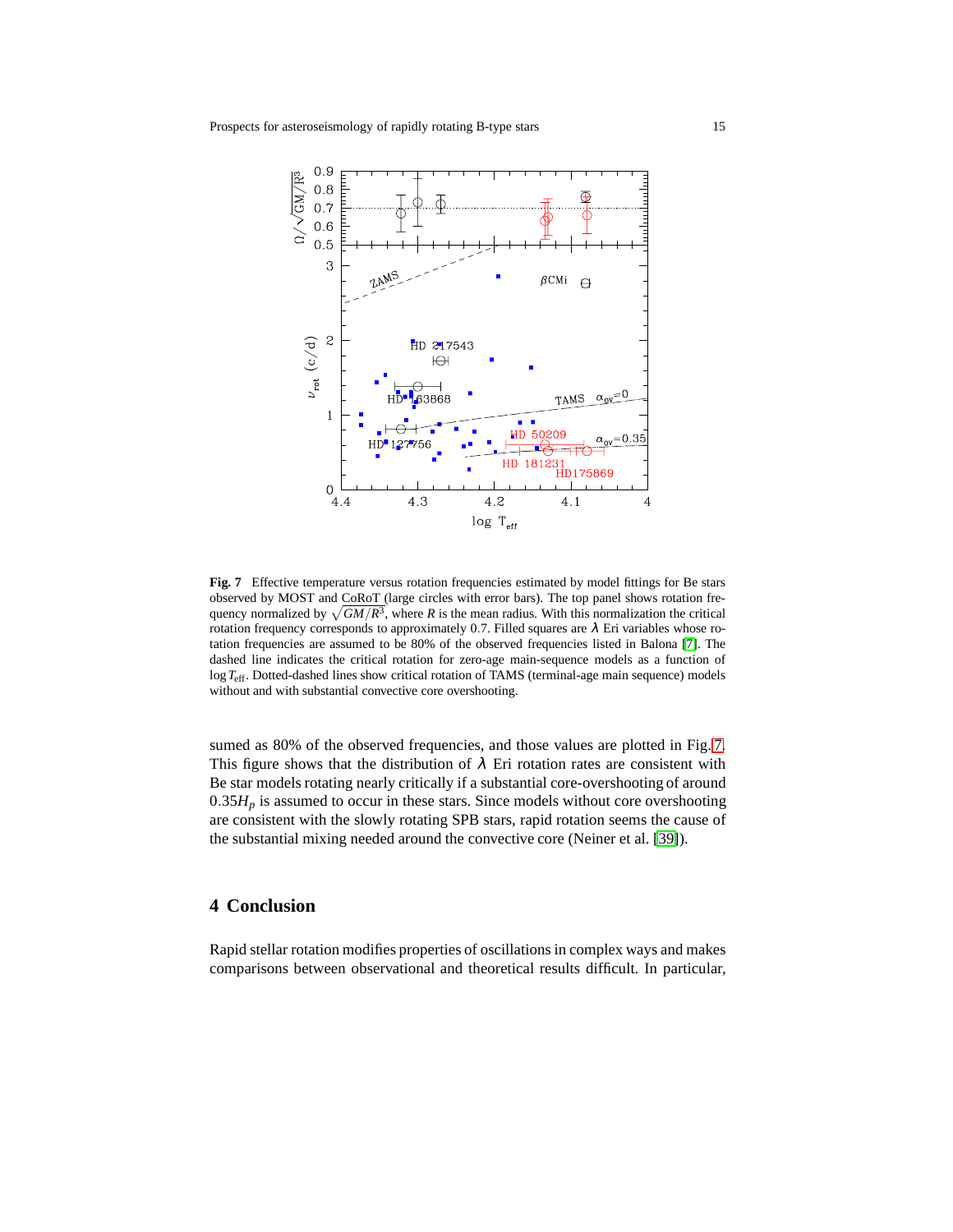**Fig. 7** Effective temperature versus rotation frequencies estimated by model fittings for Be stars observed by MOST and CoRoT (large circles with error bars). The top panel shows rotation frequency normalized by $\sqrt{GM/R^3}$, where $R$ is the mean radius. With this normalization the critical rotation frequency corresponds to approximately 0.7. Filled squares are $\lambda$ Eri variables whose rotation frequencies are assumed to be 80% of the observed frequencies listed in Balona [7]. The dashed line indicates the critical rotation for zero-age main-sequence models as a function of $\log T_{\rm eff}$. Dotted-dashed lines show critical rotation of TAMS (terminal-age main sequence) models without and with substantial convective core overshooting.

sumed as 80% of the observed frequencies, and those values are plotted in Fig. 7. This figure shows that the distribution of $\lambda$ Eri rotation rates are consistent with Be star models rotating nearly critically if a substantial core-overshooting of around $0.35H_p$ is assumed to occur in these stars. Since models without core overshooting are consistent with the slowly rotating SPB stars, rapid rotation seems the cause of the substantial mixing needed around the convective core (Neiner et al. [39]).

## 4 Conclusion

Rapid stellar rotation modifies properties of oscillations in complex ways and makes comparisons between observational and theoretical results difficult. In particular,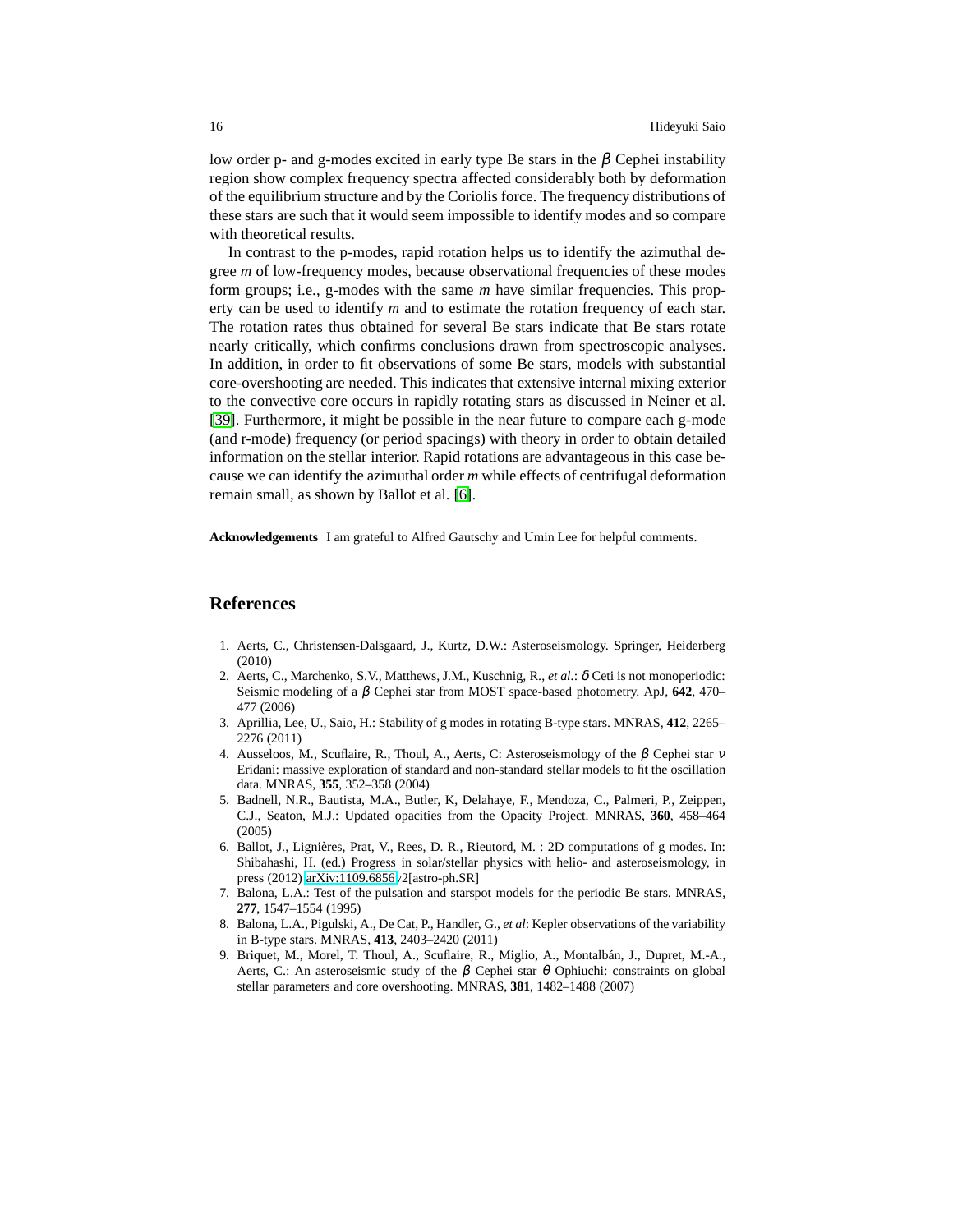low order p- and g-modes excited in early type Be stars in the $\beta$ Cephei instability region show complex frequency spectra affected considerably both by deformation of the equilibrium structure and by the Coriolis force. The frequency distributions of these stars are such that it would seem impossible to identify modes and so compare with theoretical results.

In contrast to the p-modes, rapid rotation helps us to identify the azimuthal degree $m$ of low-frequency modes, because observational frequencies of these modes form groups; i.e., g-modes with the same $m$ have similar frequencies. This property can be used to identify $m$ and to estimate the rotation frequency of each star. The rotation rates thus obtained for several Be stars indicate that Be stars rotate nearly critically, which confirms conclusions drawn from spectroscopic analyses. In addition, in order to fit observations of some Be stars, models with substantial core-overshooting are needed. This indicates that extensive internal mixing exterior to the convective core occurs in rapidly rotating stars as discussed in Neiner et al. [39]. Furthermore, it might be possible in the near future to compare each g-mode (and r-mode) frequency (or period spacings) with theory in order to obtain detailed information on the stellar interior. Rapid rotations are advantageous in this case because we can identify the azimuthal order $m$ while effects of centrifugal deformation remain small, as shown by Ballot et al. [6].

**Acknowledgements** I am grateful to Alfred Gautschy and Umin Lee for helpful comments.

## References

1. Aerts, C., Christensen-Dalsgaard, J., Kurtz, D.W.: Asteroseismology. Springer, Heiderberg (2010)
2. Aerts, C., Marchenko, S.V., Matthews, J.M., Kuschnig, R., *et al.*: $\delta$ Ceti is not monoperiodic: Seismic modeling of a $\beta$ Cephei star from MOST space-based photometry. ApJ, **642**, 470–477 (2006)
3. Aprillia, Lee, U., Saio, H.: Stability of g modes in rotating B-type stars. MNRAS, **412**, 2265–2276 (2011)
4. Ausseloos, M., Scuflaire, R., Thoul, A., Aerts, C: Asteroseismology of the $\beta$ Cephei star $\nu$ Eridani: massive exploration of standard and non-standard stellar models to fit the oscillation data. MNRAS, **355**, 352–358 (2004)
5. Badnell, N.R., Bautista, M.A., Butler, K, Delahaye, F., Mendoza, C., Palmeri, P., Zeippen, C.J., Seaton, M.J.: Updated opacities from the Opacity Project. MNRAS, **360**, 458–464 (2005)
6. Ballot, J., Lignières, Prat, V., Rees, D. R., Rieutord, M. : 2D computations of g modes. In: Shibahashi, H. (ed.) Progress in solar/stellar physics with helio- and asteroseismology, in press (2012) arXiv:1109.6856v2[astro-ph.SR]
7. Balona, L.A.: Test of the pulsation and starspot models for the periodic Be stars. MNRAS, **277**, 1547–1554 (1995)
8. Balona, L.A., Pigulski, A., De Cat, P., Handler, G., *et al*: Kepler observations of the variability in B-type stars. MNRAS, **413**, 2403–2420 (2011)
9. Briquet, M., Morel, T. Thoul, A., Scuflaire, R., Miglio, A., Montalbán, J., Dupret, M.-A., Aerts, C.: An asteroseismic study of the $\beta$ Cephei star $\theta$ Ophiuchi: constraints on global stellar parameters and core overshooting. MNRAS, **381**, 1482–1488 (2007)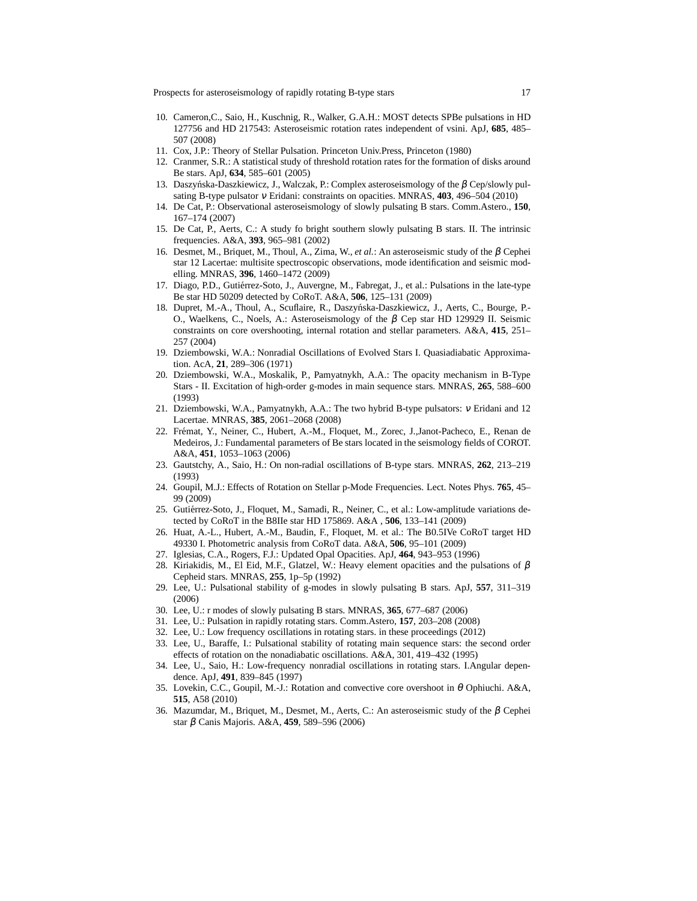10. Cameron,C., Saio, H., Kuschnig, R., Walker, G.A.H.: MOST detects SPBe pulsations in HD 127756 and HD 217543: Asteroseismic rotation rates independent of vsini. ApJ, **685**, 485–507 (2008)
11. Cox, J.P.: Theory of Stellar Pulsation. Princeton Univ.Press, Princeton (1980)
12. Cranmer, S.R.: A statistical study of threshold rotation rates for the formation of disks around Be stars. ApJ, **634**, 585–601 (2005)
13. Daszyńska-Daszkiewicz, J., Walczak, P.: Complex asteroseismology of the $\beta$ Cep/slowly pulsating B-type pulsator $\nu$ Eridani: constraints on opacities. MNRAS, **403**, 496–504 (2010)
14. De Cat, P.: Observational asteroseismology of slowly pulsating B stars. Comm.Astero., **150**, 167–174 (2007)
15. De Cat, P., Aerts, C.: A study fo bright southern slowly pulsating B stars. II. The intrinsic frequencies. A&A, **393**, 965–981 (2002)
16. Desmet, M., Briquet, M., Thoul, A., Zima, W., *et al.*: An asteroseismic study of the $\beta$ Cephei star 12 Lacertae: multisite spectroscopic observations, mode identification and seismic modelling. MNRAS, **396**, 1460–1472 (2009)
17. Diago, P.D., Gutiérrez-Soto, J., Auvergne, M., Fabregat, J., et al.: Pulsations in the late-type Be star HD 50209 detected by CoRoT. A&A, **506**, 125–131 (2009)
18. Dupret, M.-A., Thoul, A., Scuflaire, R., Daszyńska-Daszkiewicz, J., Aerts, C., Bourge, P.-O., Waelkens, C., Noels, A.: Asteroseismology of the $\beta$ Cep star HD 129929 II. Seismic constraints on core overshooting, internal rotation and stellar parameters. A&A, **415**, 251–257 (2004)
19. Dziembowski, W.A.: Nonradial Oscillations of Evolved Stars I. Quasiadiabatic Approximation. AcA, **21**, 289–306 (1971)
20. Dziembowski, W.A., Moskalik, P., Pamyatnykh, A.A.: The opacity mechanism in B-Type Stars - II. Excitation of high-order g-modes in main sequence stars. MNRAS, **265**, 588–600 (1993)
21. Dziembowski, W.A., Pamyatnykh, A.A.: The two hybrid B-type pulsators: $\nu$ Eridani and 12 Lacertae. MNRAS, **385**, 2061–2068 (2008)
22. Frémat, Y., Neiner, C., Hubert, A.-M., Floquet, M., Zorec, J.,Janot-Pacheco, E., Renan de Medeiros, J.: Fundamental parameters of Be stars located in the seismology fields of COROT. A&A, **451**, 1053–1063 (2006)
23. Gautstchy, A., Saio, H.: On non-radial oscillations of B-type stars. MNRAS, **262**, 213–219 (1993)
24. Goupil, M.J.: Effects of Rotation on Stellar p-Mode Frequencies. Lect. Notes Phys. **765**, 45–99 (2009)
25. Gutiérrez-Soto, J., Floquet, M., Samadi, R., Neiner, C., et al.: Low-amplitude variations detected by CoRoT in the B8IIe star HD 175869. A&A , **506**, 133–141 (2009)
26. Huat, A.-L., Hubert, A.-M., Baudin, F., Floquet, M. et al.: The B0.5IVe CoRoT target HD 49330 I. Photometric analysis from CoRoT data. A&A, **506**, 95–101 (2009)
27. Iglesias, C.A., Rogers, F.J.: Updated Opal Opacities. ApJ, **464**, 943–953 (1996)
28. Kiriakidis, M., El Eid, M.F., Glatzel, W.: Heavy element opacities and the pulsations of $\beta$ Cepheid stars. MNRAS, **255**, 1p–5p (1992)
29. Lee, U.: Pulsational stability of g-modes in slowly pulsating B stars. ApJ, **557**, 311–319 (2006)
30. Lee, U.: r modes of slowly pulsating B stars. MNRAS, **365**, 677–687 (2006)
31. Lee, U.: Pulsation in rapidly rotating stars. Comm.Astero, **157**, 203–208 (2008)
32. Lee, U.: Low frequency oscillations in rotating stars. in these proceedings (2012)
33. Lee, U., Baraffe, I.: Pulsational stability of rotating main sequence stars: the second order effects of rotation on the nonadiabatic oscillations. A&A, 301, 419–432 (1995)
34. Lee, U., Saio, H.: Low-frequency nonradial oscillations in rotating stars. I.Angular dependence. ApJ, **491**, 839–845 (1997)
35. Lovekin, C.C., Goupil, M.-J.: Rotation and convective core overshoot in $\theta$ Ophiuchi. A&A, **515**, A58 (2010)
36. Mazumdar, M., Briquet, M., Desmet, M., Aerts, C.: An asteroseismic study of the $\beta$ Cephei star $\beta$ Canis Majoris. A&A, **459**, 589–596 (2006)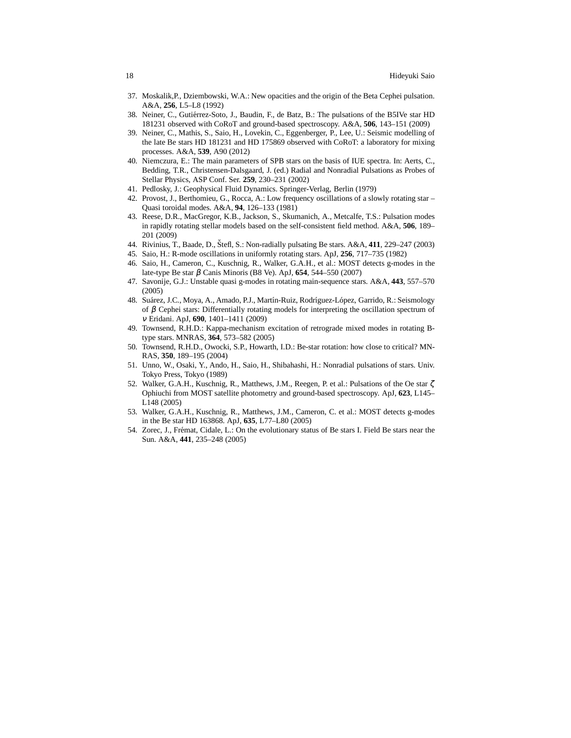37. Moskalik,P., Dziembowski, W.A.: New opacities and the origin of the Beta Cephei pulsation. A&A, **256**, L5–L8 (1992)
38. Neiner, C., Gutiérrez-Soto, J., Baudin, F., de Batz, B.: The pulsations of the B5IVe star HD 181231 observed with CoRoT and ground-based spectroscopy. A&A, **506**, 143–151 (2009)
39. Neiner, C., Mathis, S., Saio, H., Lovekin, C., Eggenberger, P., Lee, U.: Seismic modelling of the late Be stars HD 181231 and HD 175869 observed with CoRoT: a laboratory for mixing processes. A&A, **539**, A90 (2012)
40. Niemczura, E.: The main parameters of SPB stars on the basis of IUE spectra. In: Aerts, C., Bedding, T.R., Christensen-Dalsgaard, J. (ed.) Radial and Nonradial Pulsations as Probes of Stellar Physics, ASP Conf. Ser. **259**, 230–231 (2002)
41. Pedlosky, J.: Geophysical Fluid Dynamics. Springer-Verlag, Berlin (1979)
42. Provost, J., Berthomieu, G., Rocca, A.: Low frequency oscillations of a slowly rotating star – Quasi toroidal modes. A&A, **94**, 126–133 (1981)
43. Reese, D.R., MacGregor, K.B., Jackson, S., Skumanich, A., Metcalfe, T.S.: Pulsation modes in rapidly rotating stellar models based on the self-consistent field method. A&A, **506**, 189–201 (2009)
44. Rivinius, T., Baade, D., Štefl, S.: Non-radially pulsating Be stars. A&A, **411**, 229–247 (2003)
45. Saio, H.: R-mode oscillations in uniformly rotating stars. ApJ, **256**, 717–735 (1982)
46. Saio, H., Cameron, C., Kuschnig, R., Walker, G.A.H., et al.: MOST detects g-modes in the late-type Be star $\beta$ Canis Minoris (B8 Ve). ApJ, **654**, 544–550 (2007)
47. Savonije, G.J.: Unstable quasi g-modes in rotating main-sequence stars. A&A, **443**, 557–570 (2005)
48. Suárez, J.C., Moya, A., Amado, P.J., Martín-Ruiz, Rodríguez-López, Garrido, R.: Seismology of $\beta$ Cephei stars: Differentially rotating models for interpreting the oscillation spectrum of $\nu$ Eridani. ApJ, **690**, 1401–1411 (2009)
49. Townsend, R.H.D.: Kappa-mechanism excitation of retrograde mixed modes in rotating B-type stars. MNRAS, **364**, 573–582 (2005)
50. Townsend, R.H.D., Owocki, S.P., Howarth, I.D.: Be-star rotation: how close to critical? MNRAS, **350**, 189–195 (2004)
51. Unno, W., Osaki, Y., Ando, H., Saio, H., Shibahashi, H.: Nonradial pulsations of stars. Univ. Tokyo Press, Tokyo (1989)
52. Walker, G.A.H., Kuschnig, R., Matthews, J.M., Reegen, P. et al.: Pulsations of the Oe star $\zeta$ Ophiuchi from MOST satellite photometry and ground-based spectroscopy. ApJ, **623**, L145–L148 (2005)
53. Walker, G.A.H., Kuschnig, R., Matthews, J.M., Cameron, C. et al.: MOST detects g-modes in the Be star HD 163868. ApJ, **635**, L77–L80 (2005)
54. Zorec, J., Frémat, Cidale, L.: On the evolutionary status of Be stars I. Field Be stars near the Sun. A&A, **441**, 235–248 (2005)